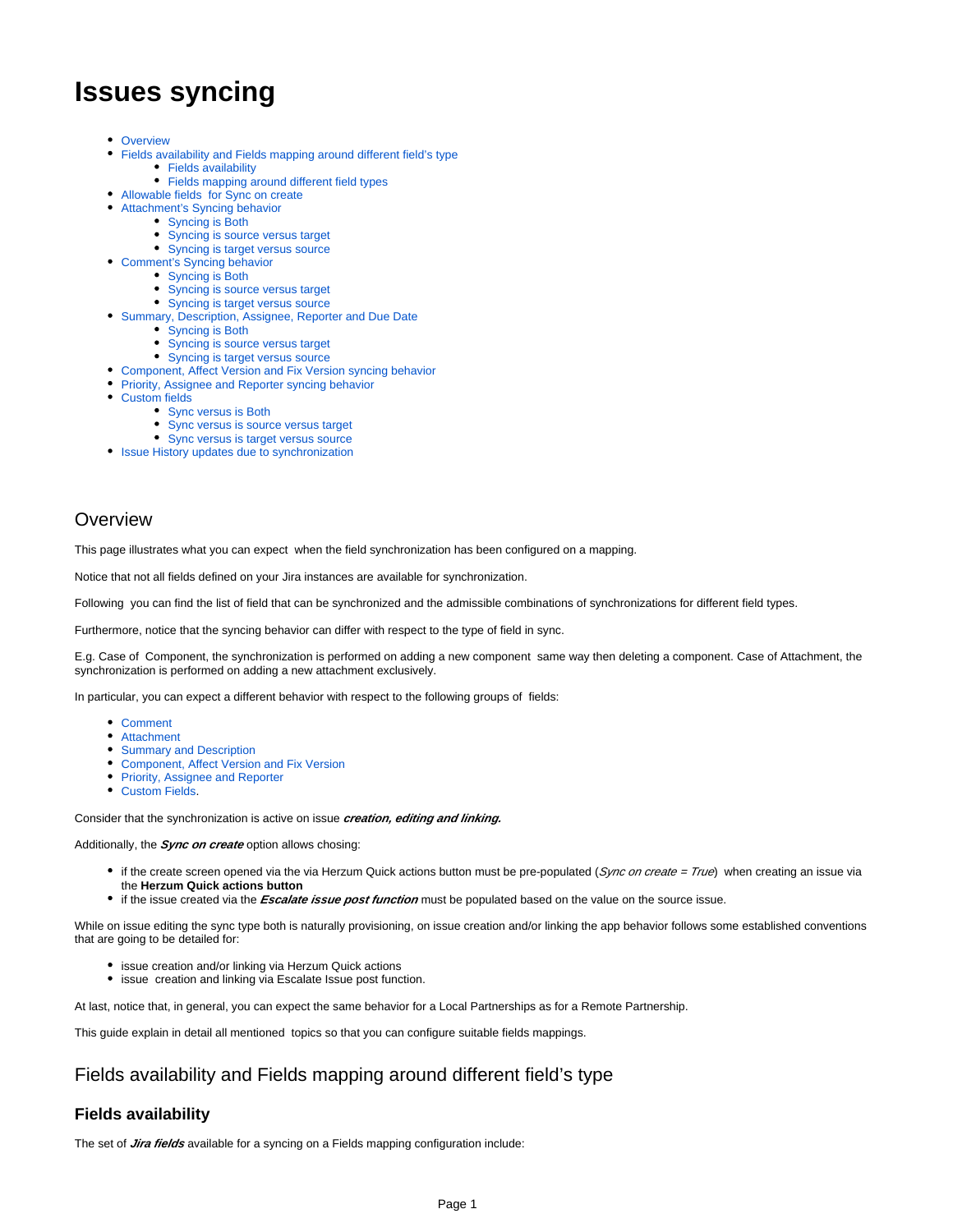# Issues syncing

- Overview
- Fields availability and Fields mapping around different field's type
  - Fields availability
  - Fields mapping around different field types
- Allowable fields for Sync on create
- Attachment's Syncing behavior
  - Syncing is Both
  - Syncing is source versus target
  - Syncing is target versus source
- Comment's Syncing behavior
  - Syncing is Both
  - Syncing is source versus target
  - Syncing is target versus source
- Summary, Description, Assignee, Reporter and Due Date
  - Syncing is Both
  - Syncing is source versus target
  - Syncing is target versus source
- Component, Affect Version and Fix Version syncing behavior
- Priority, Assignee and Reporter syncing behavior
- Custom fields
  - Sync versus is Both
  - Sync versus is source versus target
  - Sync versus is target versus source
- Issue History updates due to synchronization

## Overview

This page illustrates what you can expect when the field synchronization has been configured on a mapping.

Notice that not all fields defined on your Jira instances are available for synchronization.

Following you can find the list of field that can be synchronized and the admissible combinations of synchronizations for different field types.

Furthermore, notice that the syncing behavior can differ with respect to the type of field in sync.

E.g. Case of Component, the synchronization is performed on adding a new component same way then deleting a component. Case of Attachment, the synchronization is performed on adding a new attachment exclusively.

In particular, you can expect a different behavior with respect to the following groups of fields:

- Comment
- Attachment
- Summary and Description
- Component, Affect Version and Fix Version
- Priority, Assignee and Reporter
- Custom Fields.

Consider that the synchronization is active on issue ***creation, editing and linking.***

Additionally, the ***Sync on create*** option allows chosing:

- if the create screen opened via the via Herzum Quick actions button must be pre-populated (*Sync on create = True*) when creating an issue via the **Herzum Quick actions button**
- if the issue created via the ***Escalate issue post function*** must be populated based on the value on the source issue.

While on issue editing the sync type both is naturally provisioning, on issue creation and/or linking the app behavior follows some established conventions that are going to be detailed for:

- issue creation and/or linking via Herzum Quick actions
- issue creation and linking via Escalate Issue post function.

At last, notice that, in general, you can expect the same behavior for a Local Partnerships as for a Remote Partnership.

This guide explain in detail all mentioned topics so that you can configure suitable fields mappings.

## Fields availability and Fields mapping around different field's type

### Fields availability

The set of ***Jira fields*** available for a syncing on a Fields mapping configuration include: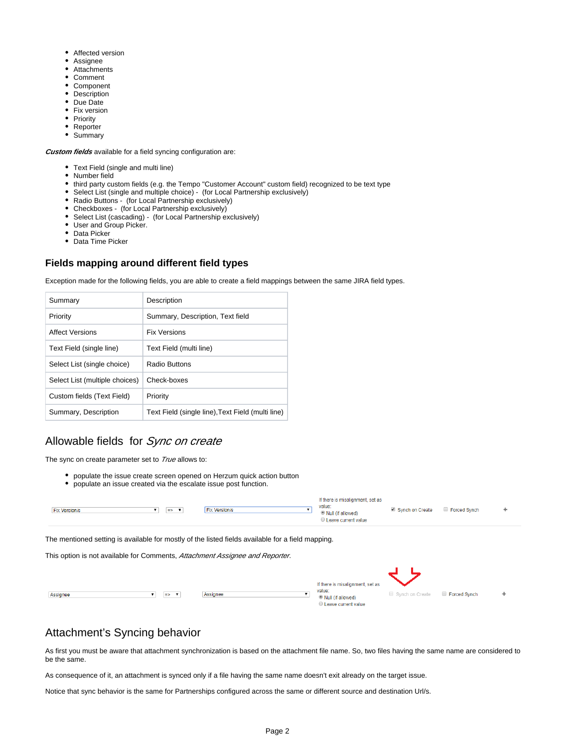- Affected version
- Assignee
- Attachments
- Comment
- Component
- Description
- Due Date
- Fix version
- Priority
- Reporter
- Summary

***Custom fields*** available for a field syncing configuration are:

- Text Field (single and multi line)
- Number field
- third party custom fields (e.g. the Tempo "Customer Account" custom field) recognized to be text type
- Select List (single and multiple choice) - (for Local Partnership exclusively)
- Radio Buttons - (for Local Partnership exclusively)
- Checkboxes - (for Local Partnership exclusively)
- Select List (cascading) - (for Local Partnership exclusively)
- User and Group Picker.
- Data Picker
- Data Time Picker

### Fields mapping around different field types

Exception made for the following fields, you are able to create a field mappings between the same JIRA field types.

| | |
|---|---|
| Summary | Description |
| Priority | Summary, Description, Text field |
| Affect Versions | Fix Versions |
| Text Field (single line) | Text Field (multi line) |
| Select List (single choice) | Radio Buttons |
| Select List (multiple choices) | Check-boxes |
| Custom fields (Text Field) | Priority |
| Summary, Description | Text Field (single line),Text Field (multi line) |

## Allowable fields for *Sync on create*

The sync on create parameter set to *True* allows to:

- populate the issue create screen opened on Herzum quick action button
- populate an issue created via the escalate issue post function.

| Fix Version/s | => | Fix Version/s | If there is misalignment, set as value: (•) Null (if allowed) ( ) Leave current value | [x] Synch on Create | [ ] Forced Synch | + |
|---|---|---|---|---|---|---|

The mentioned setting is available for mostly of the listed fields available for a field mapping.

This option is not available for Comments, *Attachment Assignee and Reporter*.

| Assignee | => | Assignee | If there is misalignment, set as value: (•) Null (if allowed) ( ) Leave current value | [ ] Synch on Create | [ ] Forced Synch | + |
|---|---|---|---|---|---|---|

## Attachment's Syncing behavior

As first you must be aware that attachment synchronization is based on the attachment file name. So, two files having the same name are considered to be the same.

As consequence of it, an attachment is synced only if a file having the same name doesn't exit already on the target issue.

Notice that sync behavior is the same for Partnerships configured across the same or different source and destination Url/s.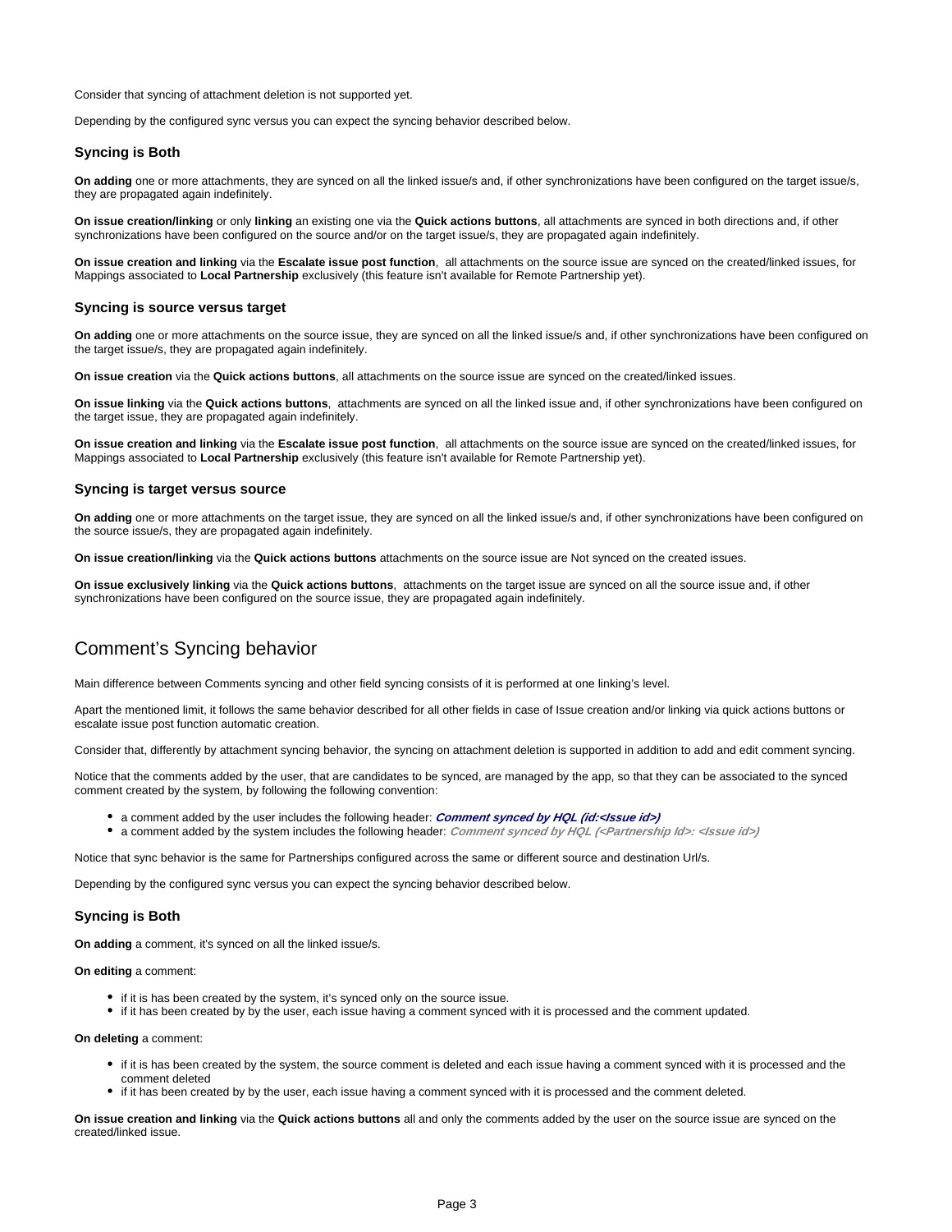Consider that syncing of attachment deletion is not supported yet.

Depending by the configured sync versus you can expect the syncing behavior described below.

### Syncing is Both

**On adding** one or more attachments, they are synced on all the linked issue/s and, if other synchronizations have been configured on the target issue/s, they are propagated again indefinitely.

**On issue creation/linking** or only **linking** an existing one via the **Quick actions buttons**, all attachments are synced in both directions and, if other synchronizations have been configured on the source and/or on the target issue/s, they are propagated again indefinitely.

**On issue creation and linking** via the **Escalate issue post function**, all attachments on the source issue are synced on the created/linked issues, for Mappings associated to **Local Partnership** exclusively (this feature isn't available for Remote Partnership yet).

### Syncing is source versus target

**On adding** one or more attachments on the source issue, they are synced on all the linked issue/s and, if other synchronizations have been configured on the target issue/s, they are propagated again indefinitely.

**On issue creation** via the **Quick actions buttons**, all attachments on the source issue are synced on the created/linked issues.

**On issue linking** via the **Quick actions buttons**, attachments are synced on all the linked issue and, if other synchronizations have been configured on the target issue, they are propagated again indefinitely.

**On issue creation and linking** via the **Escalate issue post function**, all attachments on the source issue are synced on the created/linked issues, for Mappings associated to **Local Partnership** exclusively (this feature isn't available for Remote Partnership yet).

### Syncing is target versus source

**On adding** one or more attachments on the target issue, they are synced on all the linked issue/s and, if other synchronizations have been configured on the source issue/s, they are propagated again indefinitely.

**On issue creation/linking** via the **Quick actions buttons** attachments on the source issue are Not synced on the created issues.

**On issue exclusively linking** via the **Quick actions buttons**, attachments on the target issue are synced on all the source issue and, if other synchronizations have been configured on the source issue, they are propagated again indefinitely.

## Comment's Syncing behavior

Main difference between Comments syncing and other field syncing consists of it is performed at one linking's level.

Apart the mentioned limit, it follows the same behavior described for all other fields in case of Issue creation and/or linking via quick actions buttons or escalate issue post function automatic creation.

Consider that, differently by attachment syncing behavior, the syncing on attachment deletion is supported in addition to add and edit comment syncing.

Notice that the comments added by the user, that are candidates to be synced, are managed by the app, so that they can be associated to the synced comment created by the system, by following the following convention:

- a comment added by the user includes the following header: ***Comment synced by HQL (id:<Issue id>)***
- a comment added by the system includes the following header: ***Comment synced by HQL (<Partnership Id>: <Issue id>)***

Notice that sync behavior is the same for Partnerships configured across the same or different source and destination Url/s.

Depending by the configured sync versus you can expect the syncing behavior described below.

### Syncing is Both

**On adding** a comment, it's synced on all the linked issue/s.

**On editing** a comment:

- if it is has been created by the system, it's synced only on the source issue.
- if it has been created by by the user, each issue having a comment synced with it is processed and the comment updated.

**On deleting** a comment:

- if it is has been created by the system, the source comment is deleted and each issue having a comment synced with it is processed and the comment deleted
- if it has been created by by the user, each issue having a comment synced with it is processed and the comment deleted.

**On issue creation and linking** via the **Quick actions buttons** all and only the comments added by the user on the source issue are synced on the created/linked issue.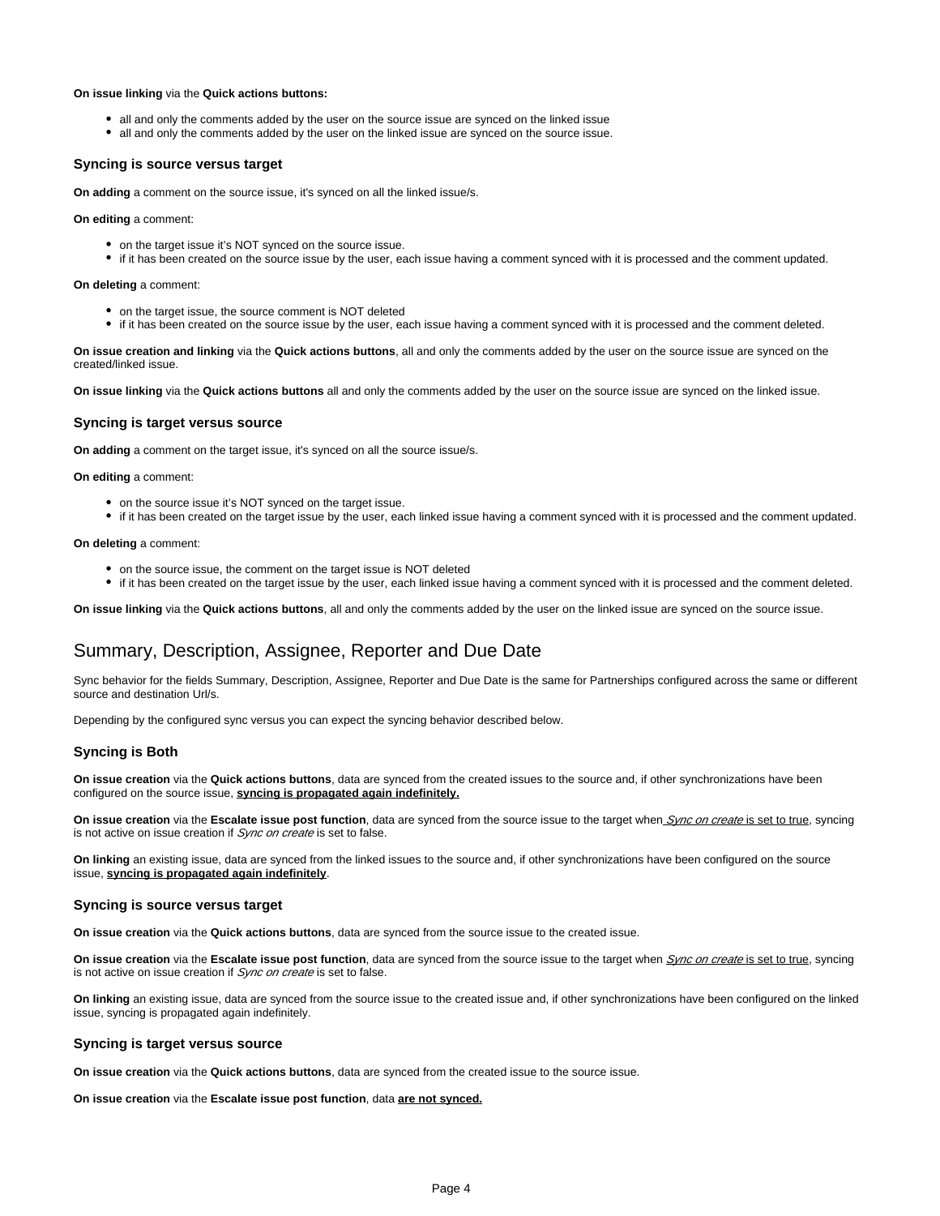**On issue linking** via the **Quick actions buttons:**

- all and only the comments added by the user on the source issue are synced on the linked issue
- all and only the comments added by the user on the linked issue are synced on the source issue.

### Syncing is source versus target

**On adding** a comment on the source issue, it's synced on all the linked issue/s.

**On editing** a comment:

- on the target issue it's NOT synced on the source issue.
- if it has been created on the source issue by the user, each issue having a comment synced with it is processed and the comment updated.

**On deleting** a comment:

- on the target issue, the source comment is NOT deleted
- if it has been created on the source issue by the user, each issue having a comment synced with it is processed and the comment deleted.

**On issue creation and linking** via the **Quick actions buttons**, all and only the comments added by the user on the source issue are synced on the created/linked issue.

**On issue linking** via the **Quick actions buttons** all and only the comments added by the user on the source issue are synced on the linked issue.

### Syncing is target versus source

**On adding** a comment on the target issue, it's synced on all the source issue/s.

**On editing** a comment:

- on the source issue it's NOT synced on the target issue.
- if it has been created on the target issue by the user, each linked issue having a comment synced with it is processed and the comment updated.

**On deleting** a comment:

- on the source issue, the comment on the target issue is NOT deleted
- if it has been created on the target issue by the user, each linked issue having a comment synced with it is processed and the comment deleted.

**On issue linking** via the **Quick actions buttons**, all and only the comments added by the user on the linked issue are synced on the source issue.

## Summary, Description, Assignee, Reporter and Due Date

Sync behavior for the fields Summary, Description, Assignee, Reporter and Due Date is the same for Partnerships configured across the same or different source and destination Url/s.

Depending by the configured sync versus you can expect the syncing behavior described below.

### Syncing is Both

**On issue creation** via the **Quick actions buttons**, data are synced from the created issues to the source and, if other synchronizations have been configured on the source issue, **syncing is propagated again indefinitely.**

**On issue creation** via the **Escalate issue post function**, data are synced from the source issue to the target when *Sync on create* is set to true, syncing is not active on issue creation if *Sync on create* is set to false.

**On linking** an existing issue, data are synced from the linked issues to the source and, if other synchronizations have been configured on the source issue, **syncing is propagated again indefinitely**.

### Syncing is source versus target

**On issue creation** via the **Quick actions buttons**, data are synced from the source issue to the created issue.

**On issue creation** via the **Escalate issue post function**, data are synced from the source issue to the target when *Sync on create* is set to true, syncing is not active on issue creation if *Sync on create* is set to false.

**On linking** an existing issue, data are synced from the source issue to the created issue and, if other synchronizations have been configured on the linked issue, syncing is propagated again indefinitely.

### Syncing is target versus source

**On issue creation** via the **Quick actions buttons**, data are synced from the created issue to the source issue.

**On issue creation** via the **Escalate issue post function**, data **are not synced.**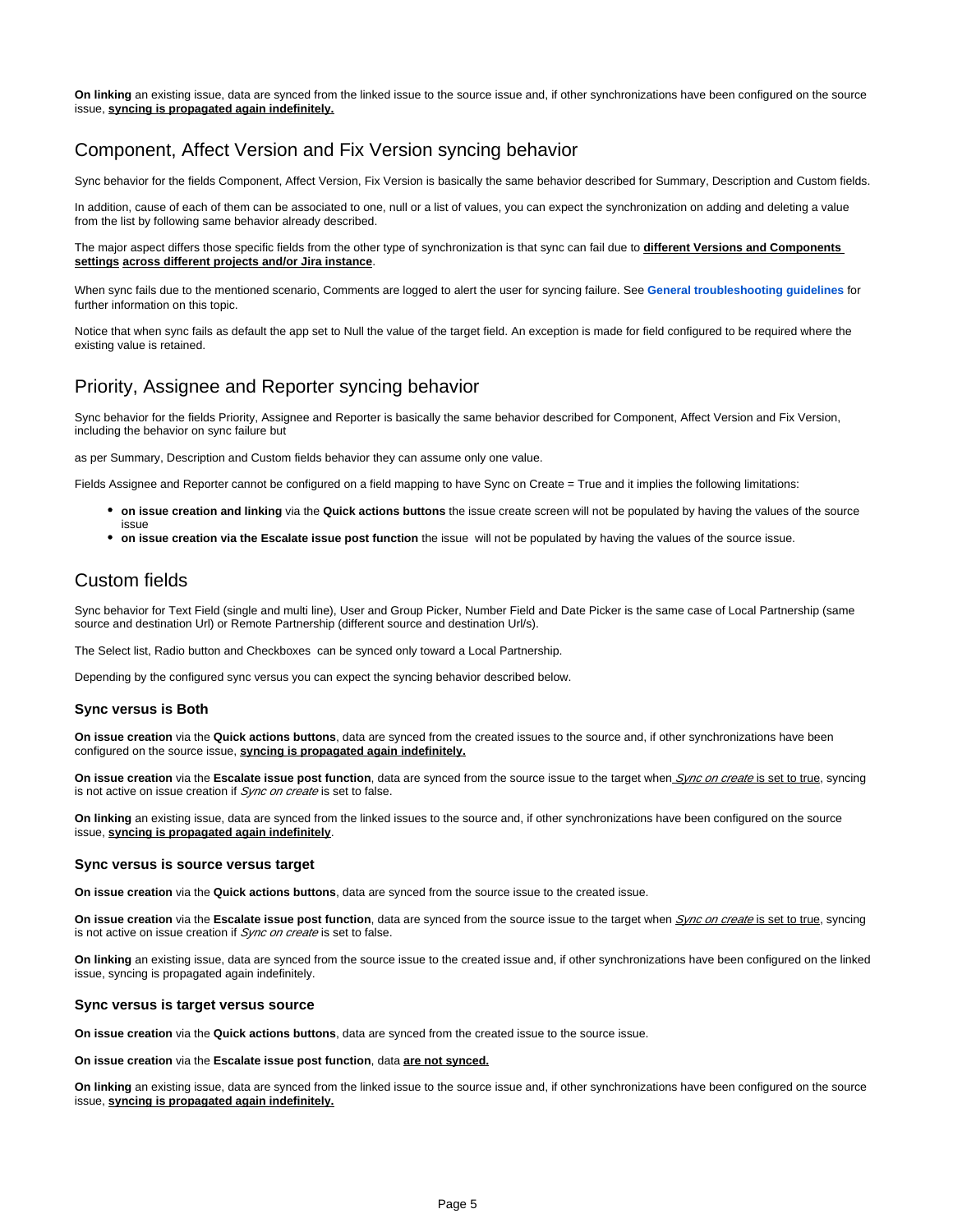**On linking** an existing issue, data are synced from the linked issue to the source issue and, if other synchronizations have been configured on the source issue, **syncing is propagated again indefinitely.**

## Component, Affect Version and Fix Version syncing behavior

Sync behavior for the fields Component, Affect Version, Fix Version is basically the same behavior described for Summary, Description and Custom fields.

In addition, cause of each of them can be associated to one, null or a list of values, you can expect the synchronization on adding and deleting a value from the list by following same behavior already described.

The major aspect differs those specific fields from the other type of synchronization is that sync can fail due to **different Versions and Components settings across different projects and/or Jira instance**.

When sync fails due to the mentioned scenario, Comments are logged to alert the user for syncing failure. See **General troubleshooting guidelines** for further information on this topic.

Notice that when sync fails as default the app set to Null the value of the target field. An exception is made for field configured to be required where the existing value is retained.

## Priority, Assignee and Reporter syncing behavior

Sync behavior for the fields Priority, Assignee and Reporter is basically the same behavior described for Component, Affect Version and Fix Version, including the behavior on sync failure but

as per Summary, Description and Custom fields behavior they can assume only one value.

Fields Assignee and Reporter cannot be configured on a field mapping to have Sync on Create = True and it implies the following limitations:

- **on issue creation and linking** via the **Quick actions buttons** the issue create screen will not be populated by having the values of the source issue
- **on issue creation via the Escalate issue post function** the issue will not be populated by having the values of the source issue.

## Custom fields

Sync behavior for Text Field (single and multi line), User and Group Picker, Number Field and Date Picker is the same case of Local Partnership (same source and destination Url) or Remote Partnership (different source and destination Url/s).

The Select list, Radio button and Checkboxes can be synced only toward a Local Partnership.

Depending by the configured sync versus you can expect the syncing behavior described below.

### Sync versus is Both

**On issue creation** via the **Quick actions buttons**, data are synced from the created issues to the source and, if other synchronizations have been configured on the source issue, **syncing is propagated again indefinitely.**

**On issue creation** via the **Escalate issue post function**, data are synced from the source issue to the target when *Sync on create* is set to true, syncing is not active on issue creation if *Sync on create* is set to false.

**On linking** an existing issue, data are synced from the linked issues to the source and, if other synchronizations have been configured on the source issue, **syncing is propagated again indefinitely**.

### Sync versus is source versus target

**On issue creation** via the **Quick actions buttons**, data are synced from the source issue to the created issue.

**On issue creation** via the **Escalate issue post function**, data are synced from the source issue to the target when *Sync on create* is set to true, syncing is not active on issue creation if *Sync on create* is set to false.

**On linking** an existing issue, data are synced from the source issue to the created issue and, if other synchronizations have been configured on the linked issue, syncing is propagated again indefinitely.

### Sync versus is target versus source

**On issue creation** via the **Quick actions buttons**, data are synced from the created issue to the source issue.

**On issue creation** via the **Escalate issue post function**, data **are not synced.**

**On linking** an existing issue, data are synced from the linked issue to the source issue and, if other synchronizations have been configured on the source issue, **syncing is propagated again indefinitely.**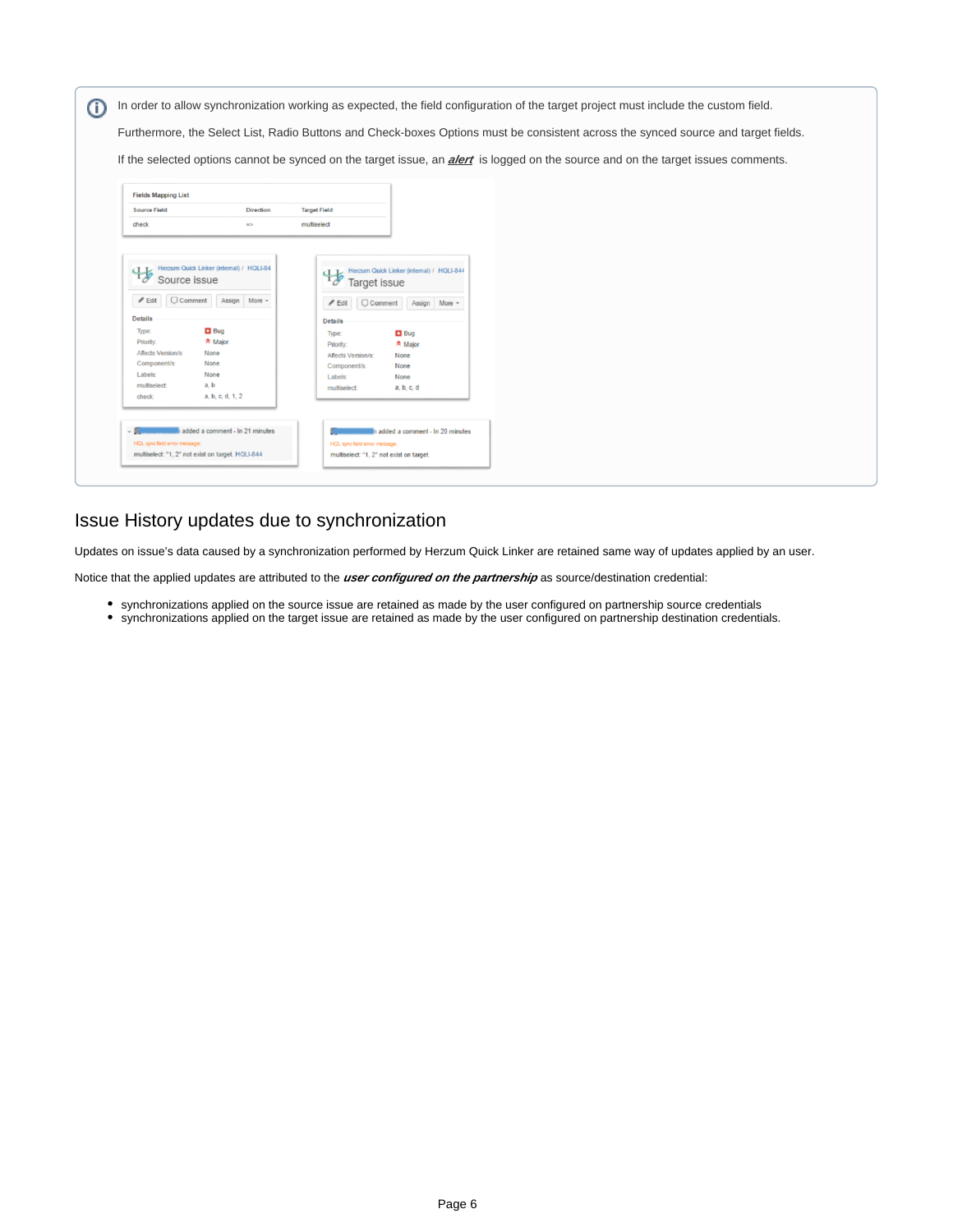In order to allow synchronization working as expected, the field configuration of the target project must include the custom field.

Furthermore, the Select List, Radio Buttons and Check-boxes Options must be consistent across the synced source and target fields.

If the selected options cannot be synced on the target issue, an ***alert*** is logged on the source and on the target issues comments.

## Issue History updates due to synchronization

Updates on issue's data caused by a synchronization performed by Herzum Quick Linker are retained same way of updates applied by an user.

Notice that the applied updates are attributed to the ***user configured on the partnership*** as source/destination credential:

- synchronizations applied on the source issue are retained as made by the user configured on partnership source credentials
- synchronizations applied on the target issue are retained as made by the user configured on partnership destination credentials.